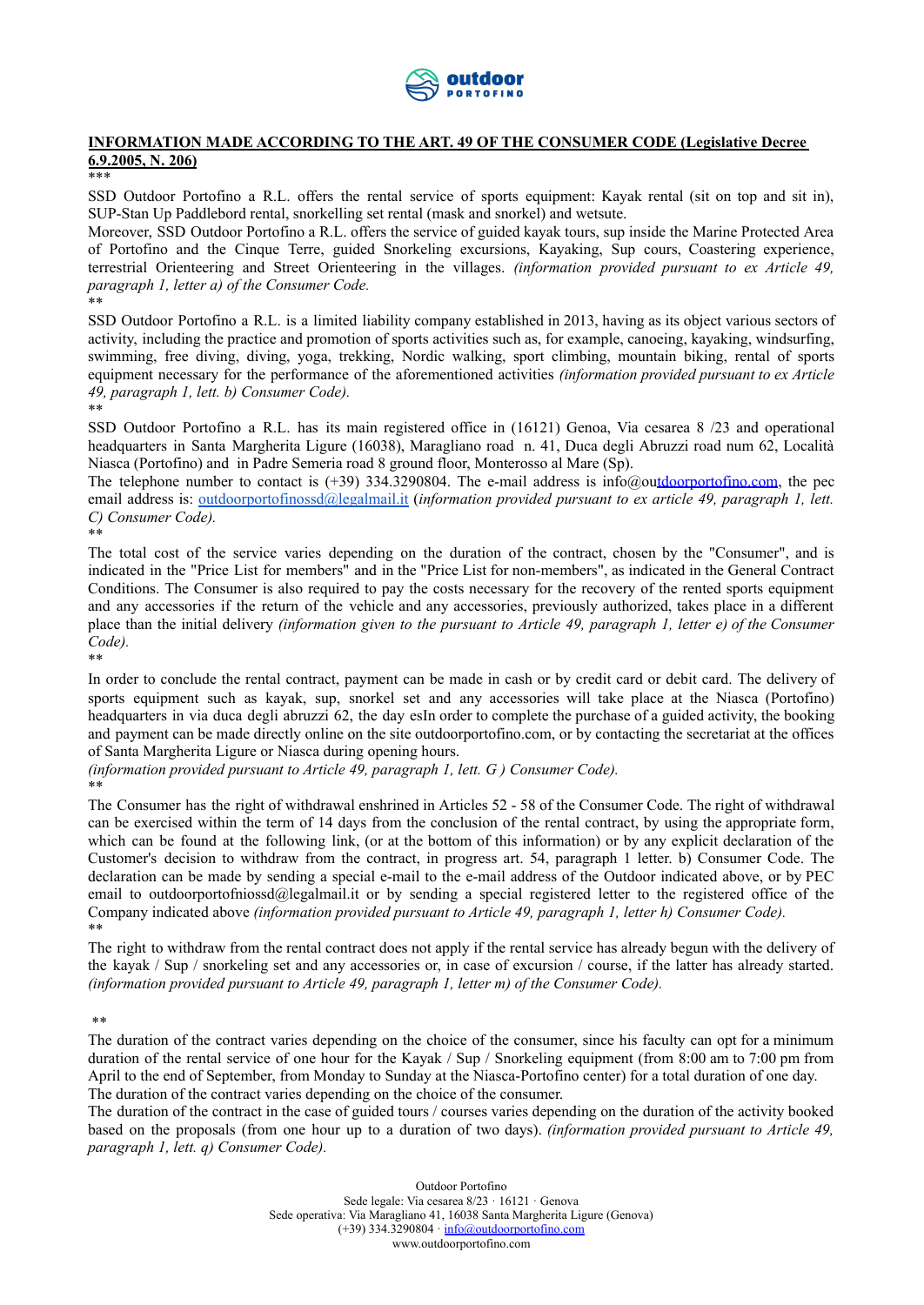**INFORMATION MADE ACCORDING TO THE ART. 49 OF THE CONSUMER CODE (Legislative Decree 6.9.2005, N. 206)**

***

SSD Outdoor Portofino a R.L. offers the rental service of sports equipment: Kayak rental (sit on top and sit in), SUP-Stan Up Paddlebord rental, snorkelling set rental (mask and snorkel) and wetsute.

Moreover, SSD Outdoor Portofino a R.L. offers the service of guided kayak tours, sup inside the Marine Protected Area of Portofino and the Cinque Terre, guided Snorkeling excursions, Kayaking, Sup cours, Coastering experience, terrestrial Orienteering and Street Orienteering in the villages. *(information provided pursuant to ex Article 49, paragraph 1, letter a) of the Consumer Code.*

**

SSD Outdoor Portofino a R.L. is a limited liability company established in 2013, having as its object various sectors of activity, including the practice and promotion of sports activities such as, for example, canoeing, kayaking, windsurfing, swimming, free diving, diving, yoga, trekking, Nordic walking, sport climbing, mountain biking, rental of sports equipment necessary for the performance of the aforementioned activities *(information provided pursuant to ex Article 49, paragraph 1, lett. b) Consumer Code).*

**

SSD Outdoor Portofino a R.L. has its main registered office in (16121) Genoa, Via cesarea 8 /23 and operational headquarters in Santa Margherita Ligure (16038), Maragliano road n. 41, Duca degli Abruzzi road num 62, Località Niasca (Portofino) and in Padre Semeria road 8 ground floor, Monterosso al Mare (Sp).

The telephone number to contact is (+39) 334.3290804. The e-mail address is info@outdoorportofino.com, the pec email address is: outdoorportofinossd@legalmail.it (*information provided pursuant to ex article 49, paragraph 1, lett. C) Consumer Code).*

**

The total cost of the service varies depending on the duration of the contract, chosen by the "Consumer", and is indicated in the "Price List for members" and in the "Price List for non-members", as indicated in the General Contract Conditions. The Consumer is also required to pay the costs necessary for the recovery of the rented sports equipment and any accessories if the return of the vehicle and any accessories, previously authorized, takes place in a different place than the initial delivery *(information given to the pursuant to Article 49, paragraph 1, letter e) of the Consumer Code).*

**

In order to conclude the rental contract, payment can be made in cash or by credit card or debit card. The delivery of sports equipment such as kayak, sup, snorkel set and any accessories will take place at the Niasca (Portofino) headquarters in via duca degli abruzzi 62, the day esIn order to complete the purchase of a guided activity, the booking and payment can be made directly online on the site outdoorportofino.com, or by contacting the secretariat at the offices of Santa Margherita Ligure or Niasca during opening hours.

*(information provided pursuant to Article 49, paragraph 1, lett. G ) Consumer Code).*

**

The Consumer has the right of withdrawal enshrined in Articles 52 - 58 of the Consumer Code. The right of withdrawal can be exercised within the term of 14 days from the conclusion of the rental contract, by using the appropriate form, which can be found at the following link, (or at the bottom of this information) or by any explicit declaration of the Customer's decision to withdraw from the contract, in progress art. 54, paragraph 1 letter. b) Consumer Code. The declaration can be made by sending a special e-mail to the e-mail address of the Outdoor indicated above, or by PEC email to outdoorportofniossd@legalmail.it or by sending a special registered letter to the registered office of the Company indicated above *(information provided pursuant to Article 49, paragraph 1, letter h) Consumer Code).*

**

The right to withdraw from the rental contract does not apply if the rental service has already begun with the delivery of the kayak / Sup / snorkeling set and any accessories or, in case of excursion / course, if the latter has already started. *(information provided pursuant to Article 49, paragraph 1, letter m) of the Consumer Code).*

**

The duration of the contract varies depending on the choice of the consumer, since his faculty can opt for a minimum duration of the rental service of one hour for the Kayak / Sup / Snorkeling equipment (from 8:00 am to 7:00 pm from April to the end of September, from Monday to Sunday at the Niasca-Portofino center) for a total duration of one day.

The duration of the contract varies depending on the choice of the consumer.

The duration of the contract in the case of guided tours / courses varies depending on the duration of the activity booked based on the proposals (from one hour up to a duration of two days). *(information provided pursuant to Article 49, paragraph 1, lett. q) Consumer Code).*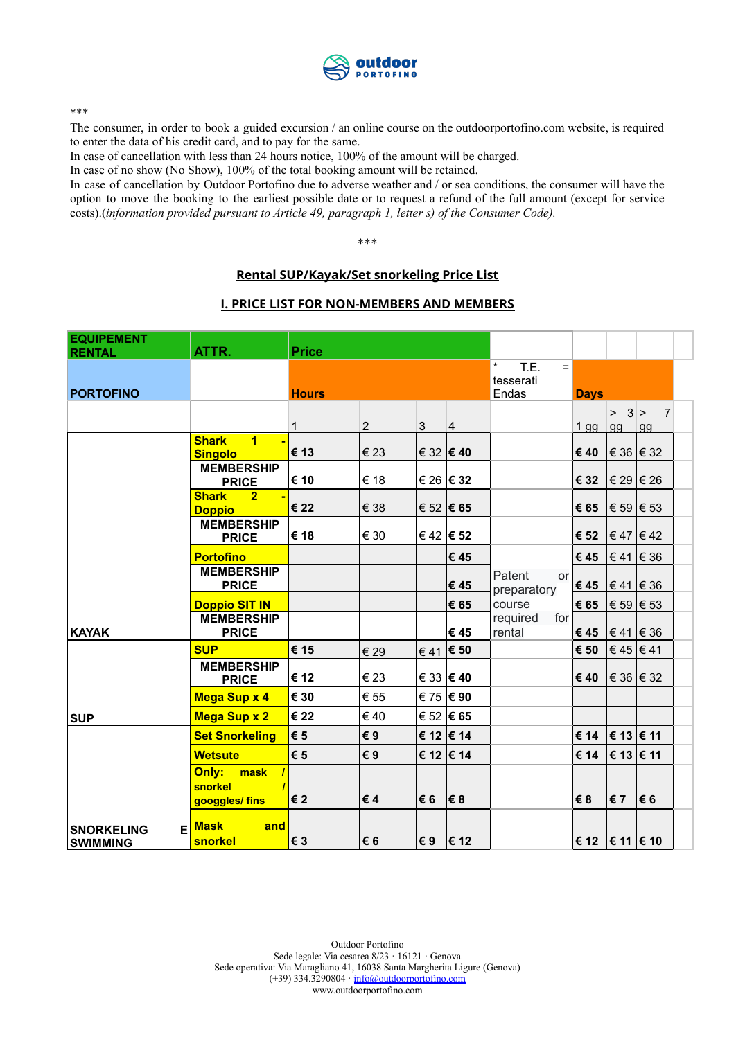\*\*\*

The consumer, in order to book a guided excursion / an online course on the outdoorportofino.com website, is required to enter the data of his credit card, and to pay for the same.
In case of cancellation with less than 24 hours notice, 100% of the amount will be charged.
In case of no show (No Show), 100% of the total booking amount will be retained.
In case of cancellation by Outdoor Portofino due to adverse weather and / or sea conditions, the consumer will have the option to move the booking to the earliest possible date or to request a refund of the full amount (except for service costs).(*information provided pursuant to Article 49, paragraph 1, letter s) of the Consumer Code).*

\*\*\*

## Rental SUP/Kayak/Set snorkeling Price List

## I. PRICE LIST FOR NON-MEMBERS AND MEMBERS

| EQUIPEMENT RENTAL | ATTR. | Price | | | | | | | |
|---|---|---|---|---|---|---|---|---|---|
| PORTOFINO | | Hours | | | | * T.E. = tesserati Endas | Days | | |
| | | 1 | 2 | 3 | 4 | | 1 gg | > 3 gg | > 7 gg |
| KAYAK | Shark 1 - Singolo | € 13 | € 23 | € 32 | € 40 | | € 40 | € 36 | € 32 |
| | MEMBERSHIP PRICE | € 10 | € 18 | € 26 | € 32 | | € 32 | € 29 | € 26 |
| | Shark 2 - Doppio | € 22 | € 38 | € 52 | € 65 | | € 65 | € 59 | € 53 |
| | MEMBERSHIP PRICE | € 18 | € 30 | € 42 | € 52 | | € 52 | € 47 | € 42 |
| | Portofino | | | | € 45 | Patent or preparatory course required for rental | € 45 | € 41 | € 36 |
| | MEMBERSHIP PRICE | | | | € 45 | | € 45 | € 41 | € 36 |
| | Doppio SIT IN | | | | € 65 | | € 65 | € 59 | € 53 |
| | MEMBERSHIP PRICE | | | | € 45 | | € 45 | € 41 | € 36 |
| SUP | SUP | € 15 | € 29 | € 41 | € 50 | | € 50 | € 45 | € 41 |
| | MEMBERSHIP PRICE | € 12 | € 23 | € 33 | € 40 | | € 40 | € 36 | € 32 |
| | Mega Sup x 4 | € 30 | € 55 | € 75 | € 90 | | | | |
| | Mega Sup x 2 | € 22 | € 40 | € 52 | € 65 | | | | |
| SNORKELING E SWIMMING | Set Snorkeling | € 5 | € 9 | € 12 | € 14 | | € 14 | € 13 | € 11 |
| | Wetsute | € 5 | € 9 | € 12 | € 14 | | € 14 | € 13 | € 11 |
| | Only: mask / snorkel / googgles/ fins | € 2 | € 4 | € 6 | € 8 | | € 8 | € 7 | € 6 |
| | Mask and snorkel | € 3 | € 6 | € 9 | € 12 | | € 12 | € 11 | € 10 |

Outdoor Portofino
Sede legale: Via cesarea 8/23 · 16121 · Genova
Sede operativa: Via Maragliano 41, 16038 Santa Margherita Ligure (Genova)
(+39) 334.3290804 · info@outdoorportofino.com
www.outdoorportofino.com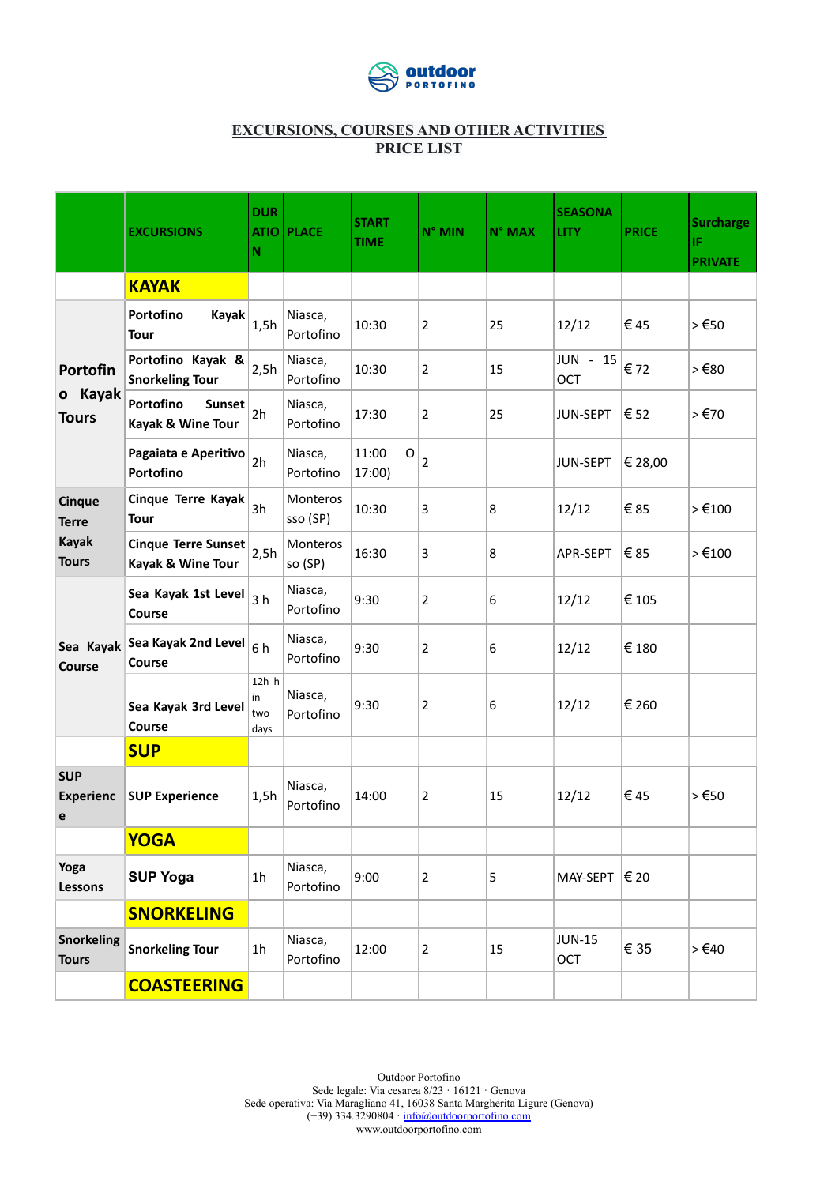outdoor PORTOFINO

## EXCURSIONS, COURSES AND OTHER ACTIVITIES
## PRICE LIST

| | EXCURSIONS | DURATION | PLACE | START TIME | N° MIN | N° MAX | SEASONALITY | PRICE | Surcharge IF PRIVATE |
|---|---|---|---|---|---|---|---|---|---|
| | **KAYAK** | | | | | | | | |
| **Portofino Kayak Tours** | **Portofino Kayak Tour** | 1,5h | Niasca, Portofino | 10:30 | 2 | 25 | 12/12 | € 45 | > €50 |
| | **Portofino Kayak & Snorkeling Tour** | 2,5h | Niasca, Portofino | 10:30 | 2 | 15 | JUN - 15 OCT | € 72 | > €80 |
| | **Portofino Sunset Kayak & Wine Tour** | 2h | Niasca, Portofino | 17:30 | 2 | 25 | JUN-SEPT | € 52 | > €70 |
| | **Pagaiata e Aperitivo Portofino** | 2h | Niasca, Portofino | 11:00 O 17:00) | 2 | | JUN-SEPT | € 28,00 | |
| **Cinque Terre Kayak Tours** | **Cinque Terre Kayak Tour** | 3h | Monterossso (SP) | 10:30 | 3 | 8 | 12/12 | € 85 | > €100 |
| | **Cinque Terre Sunset Kayak & Wine Tour** | 2,5h | Monterosso (SP) | 16:30 | 3 | 8 | APR-SEPT | € 85 | > €100 |
| **Sea Kayak Course** | **Sea Kayak 1st Level Course** | 3 h | Niasca, Portofino | 9:30 | 2 | 6 | 12/12 | € 105 | |
| | **Sea Kayak 2nd Level Course** | 6 h | Niasca, Portofino | 9:30 | 2 | 6 | 12/12 | € 180 | |
| | **Sea Kayak 3rd Level Course** | 12h in two days | Niasca, Portofino | 9:30 | 2 | 6 | 12/12 | € 260 | |
| | **SUP** | | | | | | | | |
| **SUP Experience** | **SUP Experience** | 1,5h | Niasca, Portofino | 14:00 | 2 | 15 | 12/12 | € 45 | > €50 |
| | **YOGA** | | | | | | | | |
| **Yoga Lessons** | **SUP Yoga** | 1h | Niasca, Portofino | 9:00 | 2 | 5 | MAY-SEPT | € 20 | |
| | **SNORKELING** | | | | | | | | |
| **Snorkeling Tours** | **Snorkeling Tour** | 1h | Niasca, Portofino | 12:00 | 2 | 15 | JUN-15 OCT | € 35 | > €40 |
| | **COASTEERING** | | | | | | | | |

Outdoor Portofino
Sede legale: Via cesarea 8/23 · 16121 · Genova
Sede operativa: Via Maragliano 41, 16038 Santa Margherita Ligure (Genova)
(+39) 334.3290804 · info@outdoorportofino.com
www.outdoorportofino.com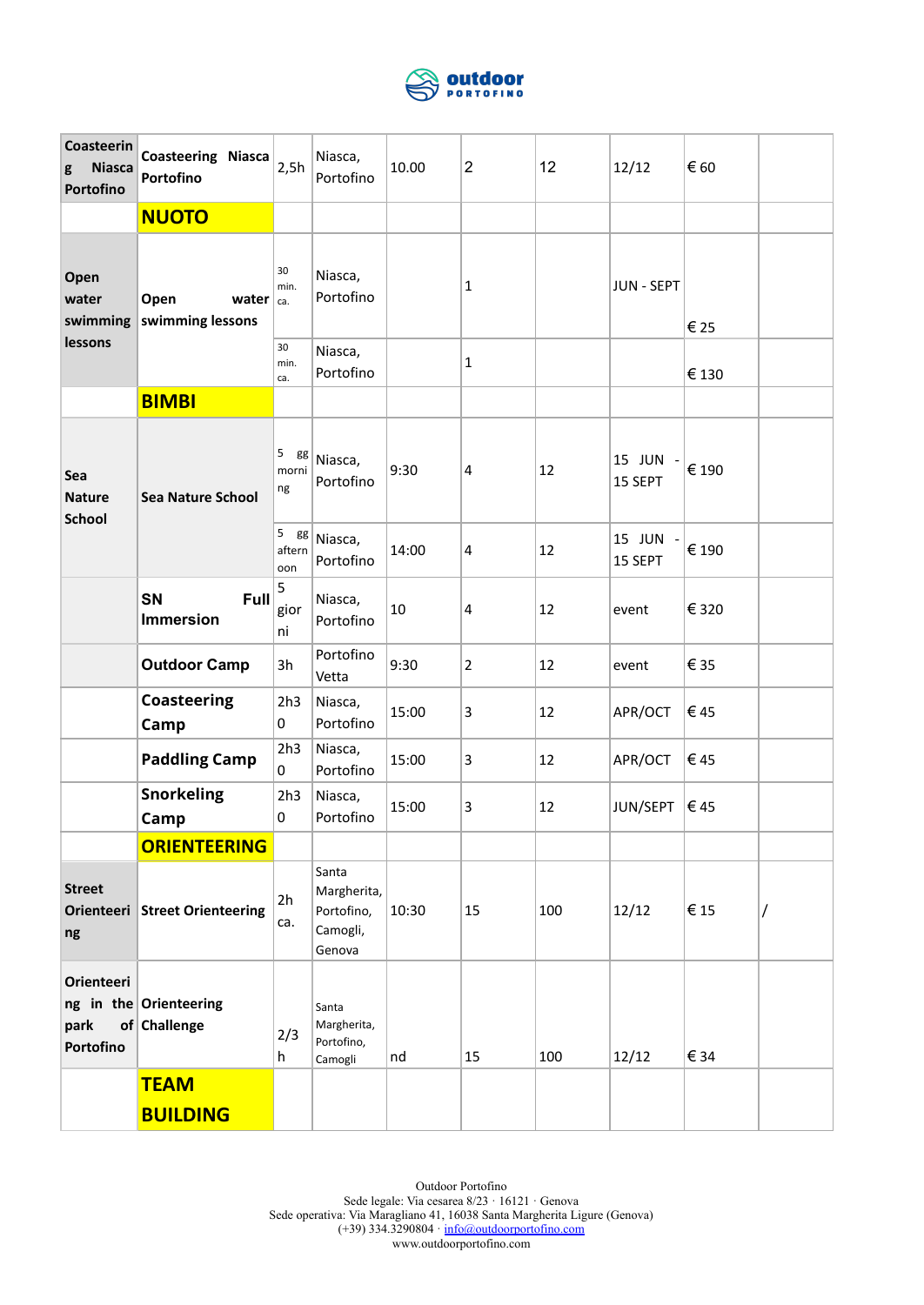| | | | | | | | | | |
|---|---|---|---|---|---|---|---|---|---|
| **Coasteering Niasca Portofino** | **Coasteering Niasca Portofino** | 2,5h | Niasca, Portofino | 10.00 | 2 | 12 | 12/12 | € 60 | |
| | **NUOTO** | | | | | | | | |
| **Open water swimming lessons** | **Open water swimming lessons** | 30 min. ca. | Niasca, Portofino | | 1 | | JUN - SEPT | € 25 | |
| | | 30 min. ca. | Niasca, Portofino | | 1 | | | € 130 | |
| | **BIMBI** | | | | | | | | |
| **Sea Nature School** | **Sea Nature School** | 5 gg morning | Niasca, Portofino | 9:30 | 4 | 12 | 15 JUN - 15 SEPT | € 190 | |
| | | 5 gg afternoon | Niasca, Portofino | 14:00 | 4 | 12 | 15 JUN - 15 SEPT | € 190 | |
| | **SN Full Immersion** | 5 giorni | Niasca, Portofino | 10 | 4 | 12 | event | € 320 | |
| | **Outdoor Camp** | 3h | Portofino Vetta | 9:30 | 2 | 12 | event | € 35 | |
| | **Coasteering Camp** | 2h30 | Niasca, Portofino | 15:00 | 3 | 12 | APR/OCT | € 45 | |
| | **Paddling Camp** | 2h30 | Niasca, Portofino | 15:00 | 3 | 12 | APR/OCT | € 45 | |
| | **Snorkeling Camp** | 2h30 | Niasca, Portofino | 15:00 | 3 | 12 | JUN/SEPT | € 45 | |
| | **ORIENTEERING** | | | | | | | | |
| **Street Orienteering** | **Street Orienteering** | 2h ca. | Santa Margherita, Portofino, Camogli, Genova | 10:30 | 15 | 100 | 12/12 | € 15 | / |
| **Orienteering in the park of Portofino** | **Orienteering Challenge** | 2/3 h | Santa Margherita, Portofino, Camogli | nd | 15 | 100 | 12/12 | € 34 | |
| | **TEAM BUILDING** | | | | | | | | |

Outdoor Portofino
Sede legale: Via cesarea 8/23 · 16121 · Genova
Sede operativa: Via Maragliano 41, 16038 Santa Margherita Ligure (Genova)
(+39) 334.3290804 · info@outdoorportofino.com
www.outdoorportofino.com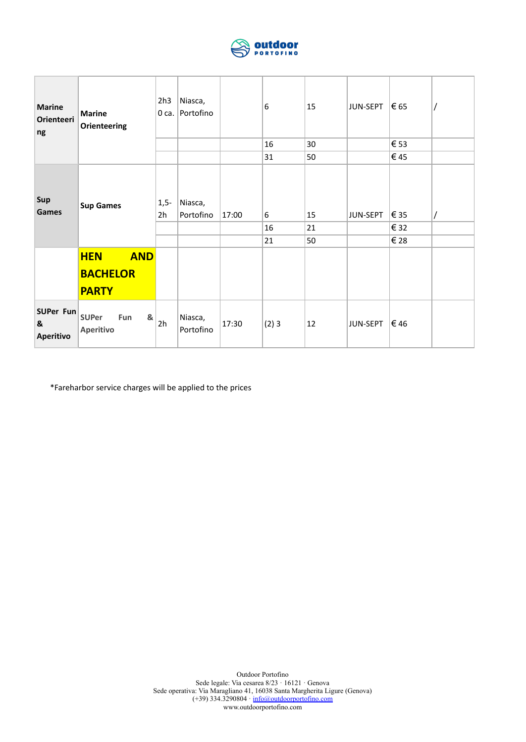| | | | | | | | | | |
|---|---|---|---|---|---|---|---|---|---|
| **Marine Orienteering** | **Marine Orienteering** | 2h30 ca. | Niasca, Portofino | | 6 | 15 | JUN-SEPT | € 65 | / |
| | | | | | 16 | 30 | | € 53 | |
| | | | | | 31 | 50 | | € 45 | |
| **Sup Games** | **Sup Games** | 1,5-2h | Niasca, Portofino | 17:00 | 6 | 15 | JUN-SEPT | € 35 | / |
| | | | | | 16 | 21 | | € 32 | |
| | | | | | 21 | 50 | | € 28 | |
| | **HEN AND BACHELOR PARTY** | | | | | | | | |
| **SUPer Fun & Aperitivo** | **SUPer Fun & Aperitivo** | 2h | Niasca, Portofino | 17:30 | (2) 3 | 12 | JUN-SEPT | € 46 | |

*Fareharbor service charges will be applied to the prices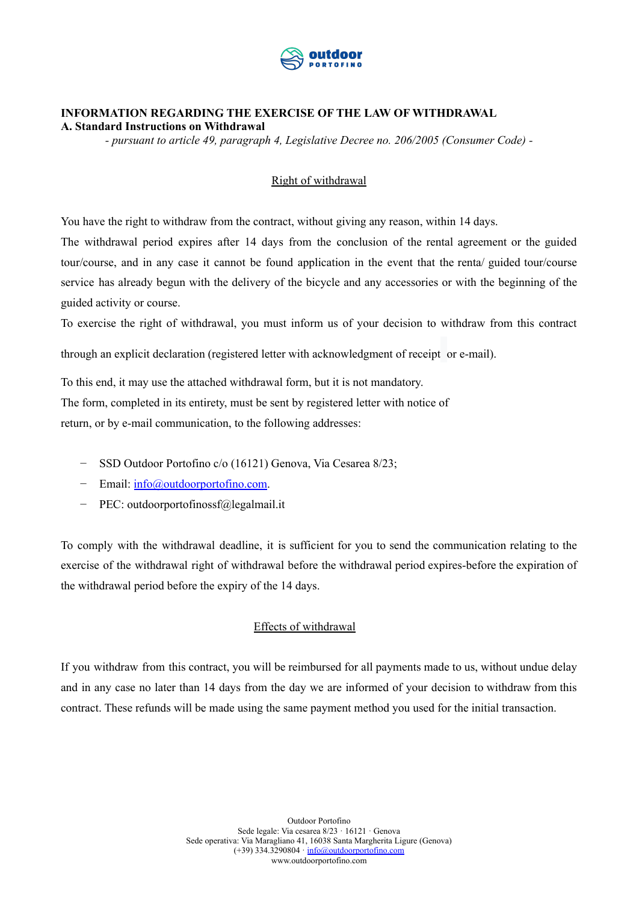**INFORMATION REGARDING THE EXERCISE OF THE LAW OF WITHDRAWAL**
**A. Standard Instructions on Withdrawal**

*- pursuant to article 49, paragraph 4, Legislative Decree no. 206/2005 (Consumer Code) -*

## Right of withdrawal

You have the right to withdraw from the contract, without giving any reason, within 14 days.

The withdrawal period expires after 14 days from the conclusion of the rental agreement or the guided tour/course, and in any case it cannot be found application in the event that the renta/ guided tour/course service has already begun with the delivery of the bicycle and any accessories or with the beginning of the guided activity or course.

To exercise the right of withdrawal, you must inform us of your decision to withdraw from this contract through an explicit declaration (registered letter with acknowledgment of receipt or e-mail).

To this end, it may use the attached withdrawal form, but it is not mandatory.

The form, completed in its entirety, must be sent by registered letter with notice of return, or by e-mail communication, to the following addresses:

- SSD Outdoor Portofino c/o (16121) Genova, Via Cesarea 8/23;
- Email: info@outdoorportofino.com.
- PEC: outdoorportofinossf@legalmail.it

To comply with the withdrawal deadline, it is sufficient for you to send the communication relating to the exercise of the withdrawal right of withdrawal before the withdrawal period expires-before the expiration of the withdrawal period before the expiry of the 14 days.

## Effects of withdrawal

If you withdraw from this contract, you will be reimbursed for all payments made to us, without undue delay and in any case no later than 14 days from the day we are informed of your decision to withdraw from this contract. These refunds will be made using the same payment method you used for the initial transaction.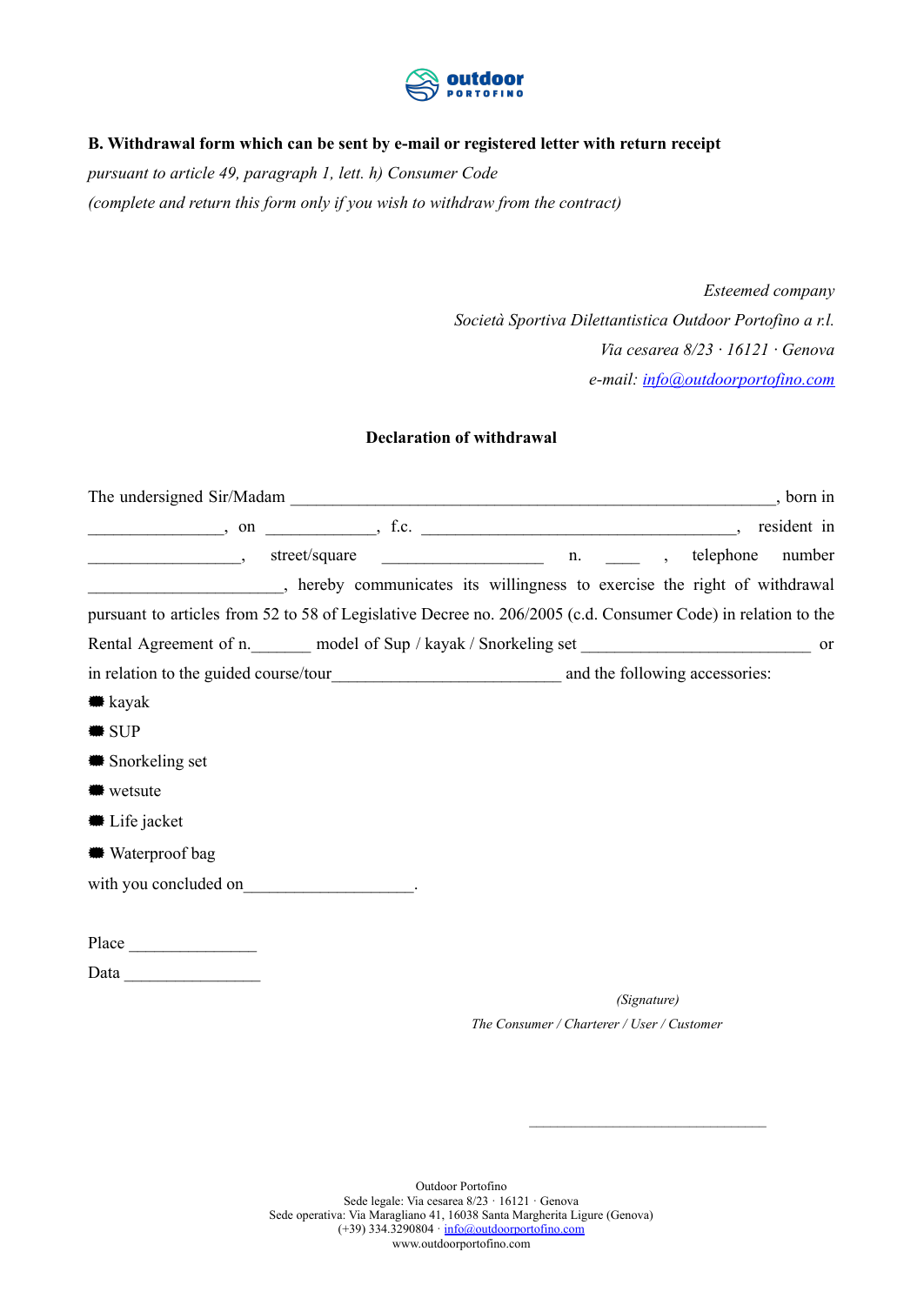**B. Withdrawal form which can be sent by e-mail or registered letter with return receipt**

*pursuant to article 49, paragraph 1, lett. h) Consumer Code*

*(complete and return this form only if you wish to withdraw from the contract)*

*Esteemed company*
*Società Sportiva Dilettantistica Outdoor Portofino a r.l.*
*Via cesarea 8/23 · 16121 · Genova*
*e-mail: info@outdoorportofino.com*

**Declaration of withdrawal**

The undersigned Sir/Madam ____________________________________________________________, born in ________________, on _____________, f.c. _____________________________________, resident in __________________, street/square ___________________ n. ____ , telephone number ______________________, hereby communicates its willingness to exercise the right of withdrawal pursuant to articles from 52 to 58 of Legislative Decree no. 206/2005 (c.d. Consumer Code) in relation to the Rental Agreement of n._______ model of Sup / kayak / Snorkeling set ___________________________ or in relation to the guided course/tour___________________________ and the following accessories:

- kayak
- SUP
- Snorkeling set
- wetsute
- Life jacket
- Waterproof bag

with you concluded on____________________.

Place _______________

Data ________________

*(Signature)*

*The Consumer / Charterer / User / Customer*

______________________________

Outdoor Portofino
Sede legale: Via cesarea 8/23 · 16121 · Genova
Sede operativa: Via Maragliano 41, 16038 Santa Margherita Ligure (Genova)
(+39) 334.3290804 · info@outdoorportofino.com
www.outdoorportofino.com